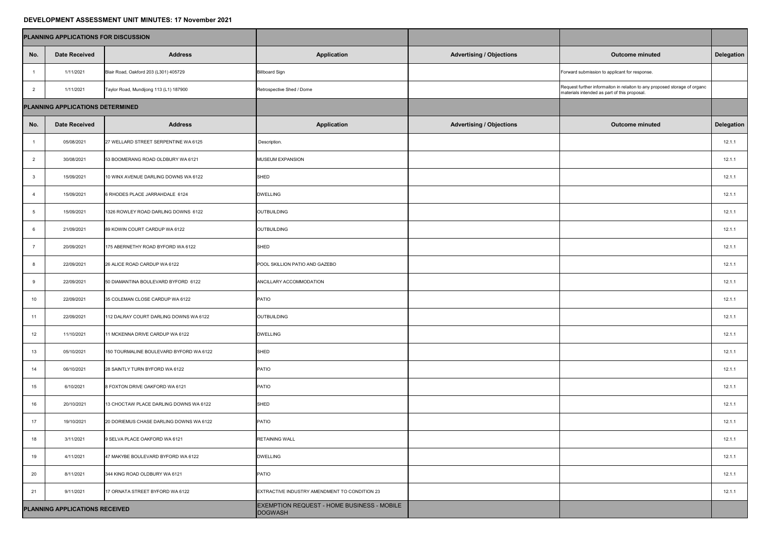**DEVELOPMENT ASSESSMENT UNIT MINUTES: 17 November 2021**

| PLANNING APPLICATIONS FOR DISCUSSION | | | | | | |
|---|---|---|---|---|---|---|
| **No.** | **Date Received** | **Address** | **Application** | **Advertising / Objections** | **Outcome minuted** | **Delegation** |
| 1 | 1/11/2021 | Blair Road, Oakford 203 (L301) 405729 | Billboard Sign | | Forward submission to applicant for response. | |
| 2 | 1/11/2021 | Taylor Road, Mundijong 113 (L1) 187900 | Retrospective Shed / Dome | | Request further informaiton in relaiton to any proposed storage of organc materials intended as part of this proposal. | |
| **PLANNING APPLICATIONS DETERMINED** | | | | | | |
| **No.** | **Date Received** | **Address** | **Application** | **Advertising / Objections** | **Outcome minuted** | **Delegation** |
| 1 | 05/08/2021 | 27 WELLARD STREET SERPENTINE WA 6125 | Description. | | | 12.1.1 |
| 2 | 30/08/2021 | 53 BOOMERANG ROAD OLDBURY WA 6121 | MUSEUM EXPANSION | | | 12.1.1 |
| 3 | 15/09/2021 | 10 WINX AVENUE DARLING DOWNS WA 6122 | SHED | | | 12.1.1 |
| 4 | 15/09/2021 | 6 RHODES PLACE JARRAHDALE 6124 | DWELLING | | | 12.1.1 |
| 5 | 15/09/2021 | 1326 ROWLEY ROAD DARLING DOWNS 6122 | OUTBUILDING | | | 12.1.1 |
| 6 | 21/09/2021 | 89 KOWIN COURT CARDUP WA 6122 | OUTBUILDING | | | 12.1.1 |
| 7 | 20/09/2021 | 175 ABERNETHY ROAD BYFORD WA 6122 | SHED | | | 12.1.1 |
| 8 | 22/09/2021 | 26 ALICE ROAD CARDUP WA 6122 | POOL SKILLION PATIO AND GAZEBO | | | 12.1.1 |
| 9 | 22/09/2021 | 50 DIAMANTINA BOULEVARD BYFORD 6122 | ANCILLARY ACCOMMODATION | | | 12.1.1 |
| 10 | 22/09/2021 | 35 COLEMAN CLOSE CARDUP WA 6122 | PATIO | | | 12.1.1 |
| 11 | 22/09/2021 | 112 DALRAY COURT DARLING DOWNS WA 6122 | OUTBUILDING | | | 12.1.1 |
| 12 | 11/10/2021 | 11 MCKENNA DRIVE CARDUP WA 6122 | DWELLING | | | 12.1.1 |
| 13 | 05/10/2021 | 150 TOURMALINE BOULEVARD BYFORD WA 6122 | SHED | | | 12.1.1 |
| 14 | 06/10/2021 | 28 SAINTLY TURN BYFORD WA 6122 | PATIO | | | 12.1.1 |
| 15 | 6/10/2021 | 8 FOXTON DRIVE OAKFORD WA 6121 | PATIO | | | 12.1.1 |
| 16 | 20/10/2021 | 13 CHOCTAW PLACE DARLING DOWNS WA 6122 | SHED | | | 12.1.1 |
| 17 | 19/10/2021 | 20 DORIEMUS CHASE DARLING DOWNS WA 6122 | PATIO | | | 12.1.1 |
| 18 | 3/11/2021 | 9 SELVA PLACE OAKFORD WA 6121 | RETAINING WALL | | | 12.1.1 |
| 19 | 4/11/2021 | 47 MAKYBE BOULEVARD BYFORD WA 6122 | DWELLING | | | 12.1.1 |
| 20 | 8/11/2021 | 344 KING ROAD OLDBURY WA 6121 | PATIO | | | 12.1.1 |
| 21 | 9/11/2021 | 17 ORNATA STREET BYFORD WA 6122 | EXTRACTIVE INDUSTRY AMENDMENT TO CONDITION 23 | | | 12.1.1 |
| **PLANNING APPLICATIONS RECEIVED** | | | EXEMPTION REQUEST - HOME BUSINESS - MOBILE DOGWASH | | | |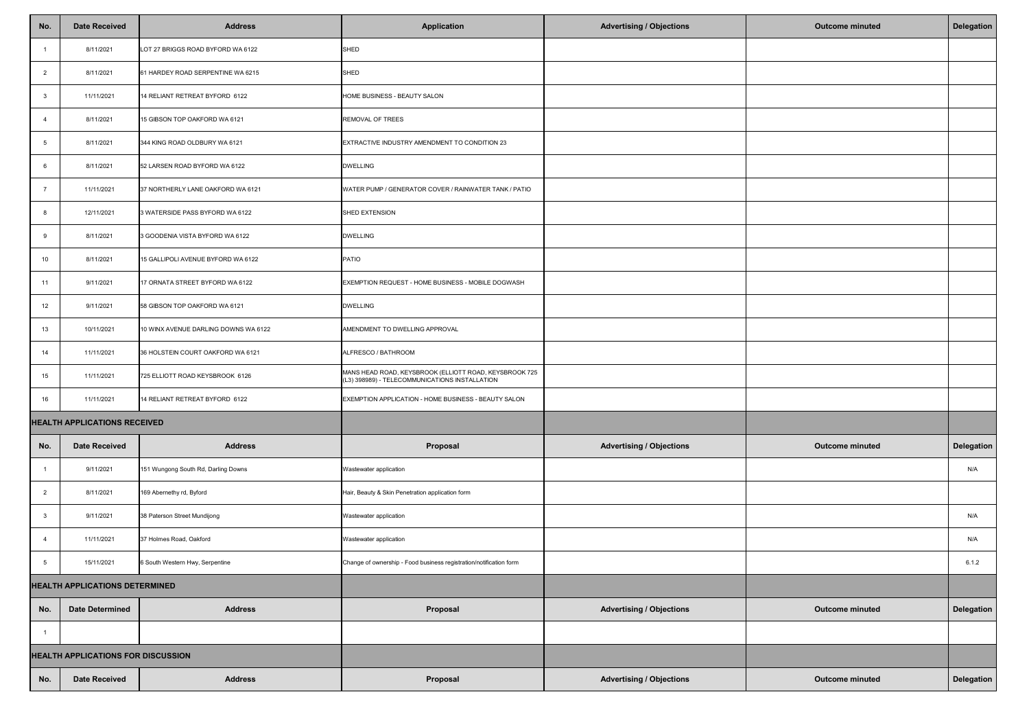| No. | Date Received | Address | Application | Advertising / Objections | Outcome minuted | Delegation |
|---|---|---|---|---|---|---|
| 1 | 8/11/2021 | LOT 27 BRIGGS ROAD BYFORD WA 6122 | SHED | | | |
| 2 | 8/11/2021 | 61 HARDEY ROAD SERPENTINE WA 6215 | SHED | | | |
| 3 | 11/11/2021 | 14 RELIANT RETREAT BYFORD 6122 | HOME BUSINESS - BEAUTY SALON | | | |
| 4 | 8/11/2021 | 15 GIBSON TOP OAKFORD WA 6121 | REMOVAL OF TREES | | | |
| 5 | 8/11/2021 | 344 KING ROAD OLDBURY WA 6121 | EXTRACTIVE INDUSTRY AMENDMENT TO CONDITION 23 | | | |
| 6 | 8/11/2021 | 52 LARSEN ROAD BYFORD WA 6122 | DWELLING | | | |
| 7 | 11/11/2021 | 37 NORTHERLY LANE OAKFORD WA 6121 | WATER PUMP / GENERATOR COVER / RAINWATER TANK / PATIO | | | |
| 8 | 12/11/2021 | 3 WATERSIDE PASS BYFORD WA 6122 | SHED EXTENSION | | | |
| 9 | 8/11/2021 | 3 GOODENIA VISTA BYFORD WA 6122 | DWELLING | | | |
| 10 | 8/11/2021 | 15 GALLIPOLI AVENUE BYFORD WA 6122 | PATIO | | | |
| 11 | 9/11/2021 | 17 ORNATA STREET BYFORD WA 6122 | EXEMPTION REQUEST - HOME BUSINESS - MOBILE DOGWASH | | | |
| 12 | 9/11/2021 | 58 GIBSON TOP OAKFORD WA 6121 | DWELLING | | | |
| 13 | 10/11/2021 | 10 WINX AVENUE DARLING DOWNS WA 6122 | AMENDMENT TO DWELLING APPROVAL | | | |
| 14 | 11/11/2021 | 36 HOLSTEIN COURT OAKFORD WA 6121 | ALFRESCO / BATHROOM | | | |
| 15 | 11/11/2021 | 725 ELLIOTT ROAD KEYSBROOK 6126 | MANS HEAD ROAD, KEYSBROOK (ELLIOTT ROAD, KEYSBROOK 725 (L3) 398989) - TELECOMMUNICATIONS INSTALLATION | | | |
| 16 | 11/11/2021 | 14 RELIANT RETREAT BYFORD 6122 | EXEMPTION APPLICATION - HOME BUSINESS - BEAUTY SALON | | | |

**HEALTH APPLICATIONS RECEIVED**

| No. | Date Received | Address | Proposal | Advertising / Objections | Outcome minuted | Delegation |
|---|---|---|---|---|---|---|
| 1 | 9/11/2021 | 151 Wungong South Rd, Darling Downs | Wastewater application | | | N/A |
| 2 | 8/11/2021 | 169 Abernethy rd, Byford | Hair, Beauty & Skin Penetration application form | | | |
| 3 | 9/11/2021 | 38 Paterson Street Mundijong | Wastewater application | | | N/A |
| 4 | 11/11/2021 | 37 Holmes Road, Oakford | Wastewater application | | | N/A |
| 5 | 15/11/2021 | 6 South Western Hwy, Serpentine | Change of ownership - Food business registration/notification form | | | 6.1.2 |

**HEALTH APPLICATIONS DETERMINED**

| No. | Date Determined | Address | Proposal | Advertising / Objections | Outcome minuted | Delegation |
|---|---|---|---|---|---|---|
| 1 | | | | | | |

**HEALTH APPLICATIONS FOR DISCUSSION**

| No. | Date Received | Address | Proposal | Advertising / Objections | Outcome minuted | Delegation |
|---|---|---|---|---|---|---|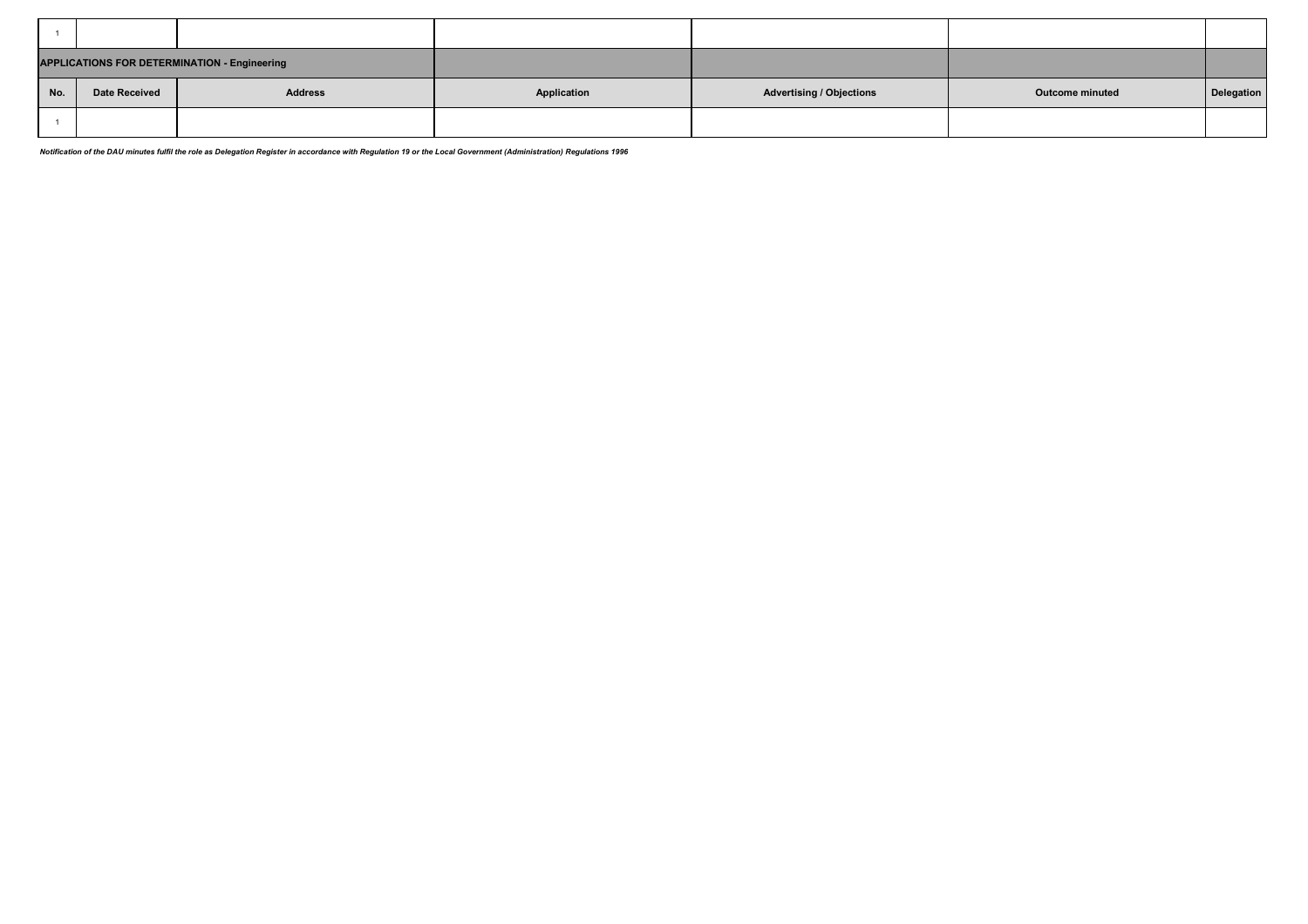| | | | | | | |
|---|---|---|---|---|---|---|
| 1 | | | | | | |
| **APPLICATIONS FOR DETERMINATION - Engineering** | | | | | | |
| **No.** | **Date Received** | **Address** | **Application** | **Advertising / Objections** | **Outcome minuted** | **Delegation** |
| 1 | | | | | | |

***Notification of the DAU minutes fulfil the role as Delegation Register in accordance with Regulation 19 or the Local Government (Administration) Regulations 1996***